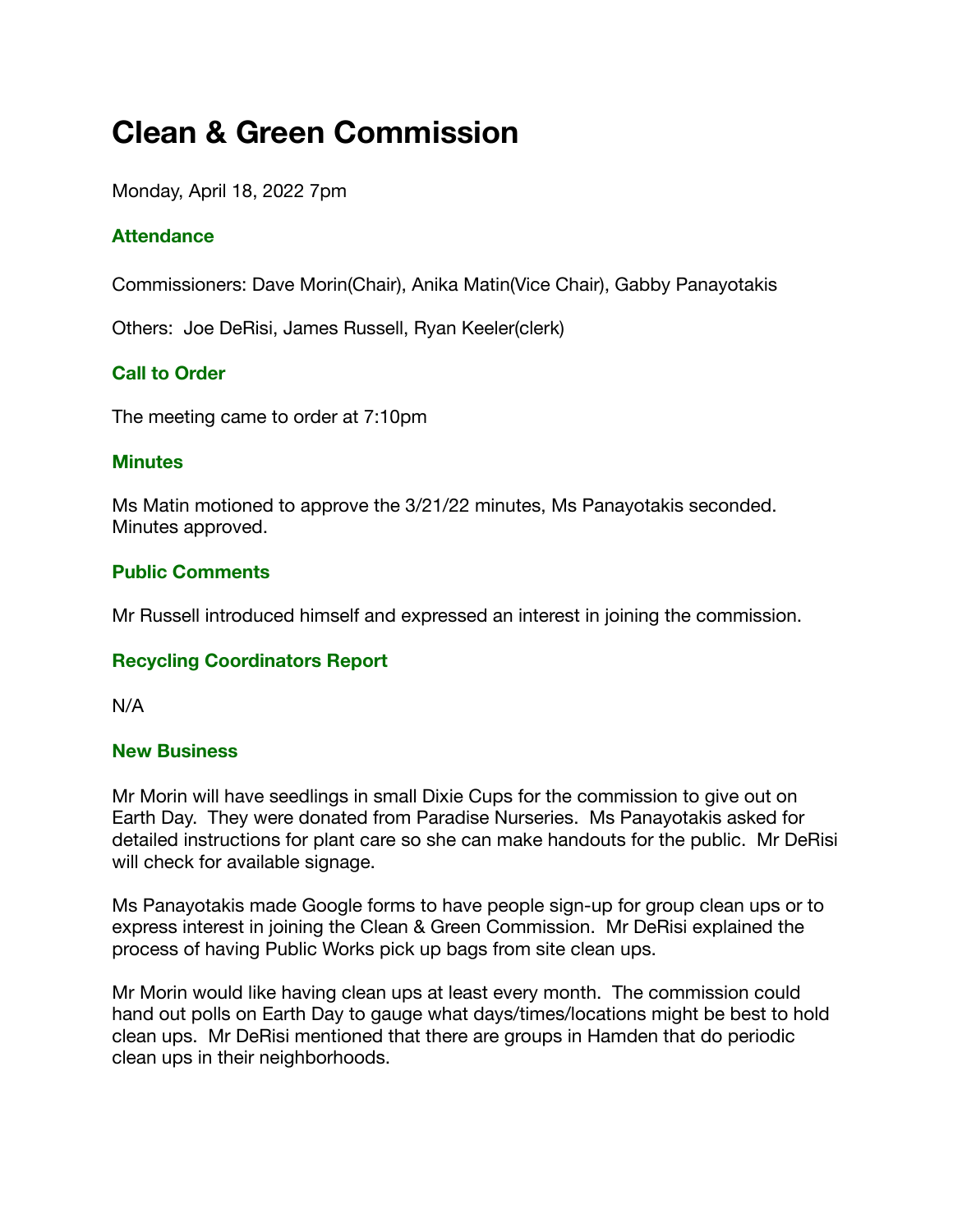# Clean & Green Commission

Monday, April 18, 2022 7pm

### Attendance

Commissioners: Dave Morin(Chair), Anika Matin(Vice Chair), Gabby Panayotakis

Others: Joe DeRisi, James Russell, Ryan Keeler(clerk)

### Call to Order

The meeting came to order at 7:10pm

### Minutes

Ms Matin motioned to approve the 3/21/22 minutes, Ms Panayotakis seconded. Minutes approved.

### Public Comments

Mr Russell introduced himself and expressed an interest in joining the commission.

### Recycling Coordinators Report

N/A

### New Business

Mr Morin will have seedlings in small Dixie Cups for the commission to give out on Earth Day. They were donated from Paradise Nurseries. Ms Panayotakis asked for detailed instructions for plant care so she can make handouts for the public. Mr DeRisi will check for available signage.

Ms Panayotakis made Google forms to have people sign-up for group clean ups or to express interest in joining the Clean & Green Commission. Mr DeRisi explained the process of having Public Works pick up bags from site clean ups.

Mr Morin would like having clean ups at least every month. The commission could hand out polls on Earth Day to gauge what days/times/locations might be best to hold clean ups. Mr DeRisi mentioned that there are groups in Hamden that do periodic clean ups in their neighborhoods.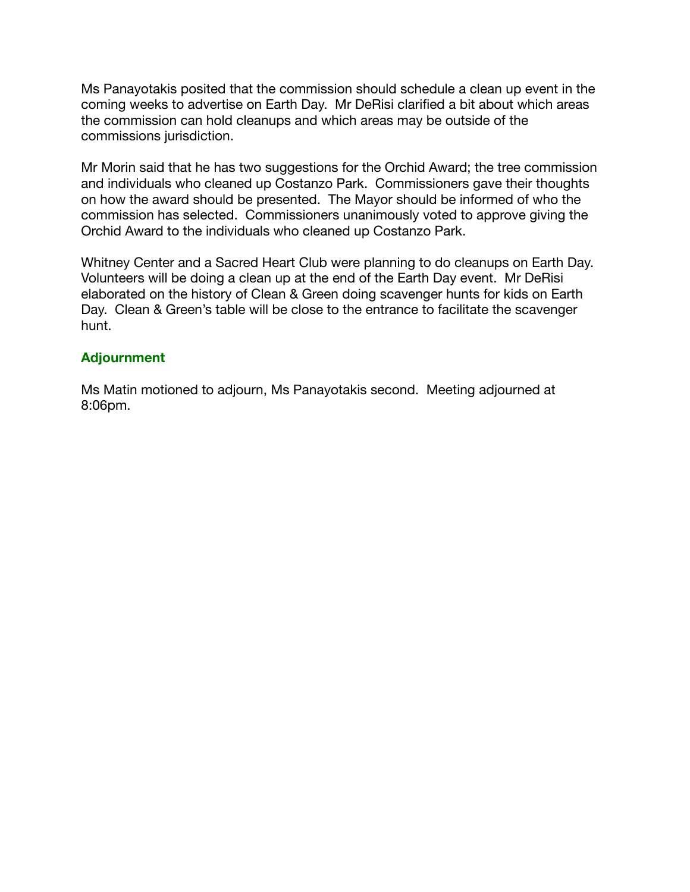Ms Panayotakis posited that the commission should schedule a clean up event in the coming weeks to advertise on Earth Day. Mr DeRisi clarified a bit about which areas the commission can hold cleanups and which areas may be outside of the commissions jurisdiction.

Mr Morin said that he has two suggestions for the Orchid Award; the tree commission and individuals who cleaned up Costanzo Park. Commissioners gave their thoughts on how the award should be presented. The Mayor should be informed of who the commission has selected. Commissioners unanimously voted to approve giving the Orchid Award to the individuals who cleaned up Costanzo Park.

Whitney Center and a Sacred Heart Club were planning to do cleanups on Earth Day. Volunteers will be doing a clean up at the end of the Earth Day event. Mr DeRisi elaborated on the history of Clean & Green doing scavenger hunts for kids on Earth Day. Clean & Green's table will be close to the entrance to facilitate the scavenger hunt.

### Adjournment

Ms Matin motioned to adjourn, Ms Panayotakis second. Meeting adjourned at 8:06pm.